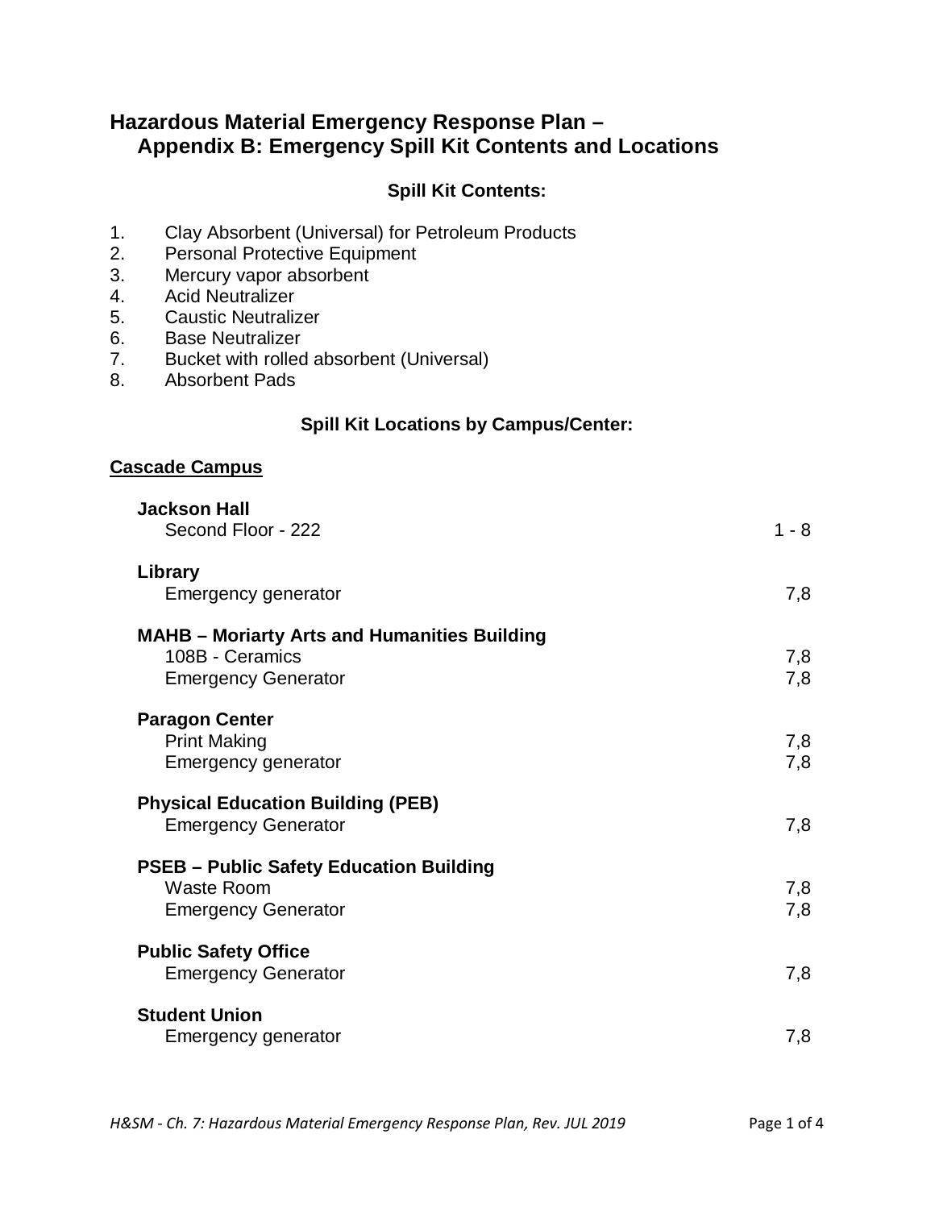# Hazardous Material Emergency Response Plan – Appendix B: Emergency Spill Kit Contents and Locations

### Spill Kit Contents:

1. Clay Absorbent (Universal) for Petroleum Products
2. Personal Protective Equipment
3. Mercury vapor absorbent
4. Acid Neutralizer
5. Caustic Neutralizer
6. Base Neutralizer
7. Bucket with rolled absorbent (Universal)
8. Absorbent Pads

### Spill Kit Locations by Campus/Center:

## Cascade Campus

| Location | Contents |
|---|---|
| **Jackson Hall** | |
| Second Floor - 222 | 1 - 8 |
| **Library** | |
| Emergency generator | 7,8 |
| **MAHB – Moriarty Arts and Humanities Building** | |
| 108B - Ceramics | 7,8 |
| Emergency Generator | 7,8 |
| **Paragon Center** | |
| Print Making | 7,8 |
| Emergency generator | 7,8 |
| **Physical Education Building (PEB)** | |
| Emergency Generator | 7,8 |
| **PSEB – Public Safety Education Building** | |
| Waste Room | 7,8 |
| Emergency Generator | 7,8 |
| **Public Safety Office** | |
| Emergency Generator | 7,8 |
| **Student Union** | |
| Emergency generator | 7,8 |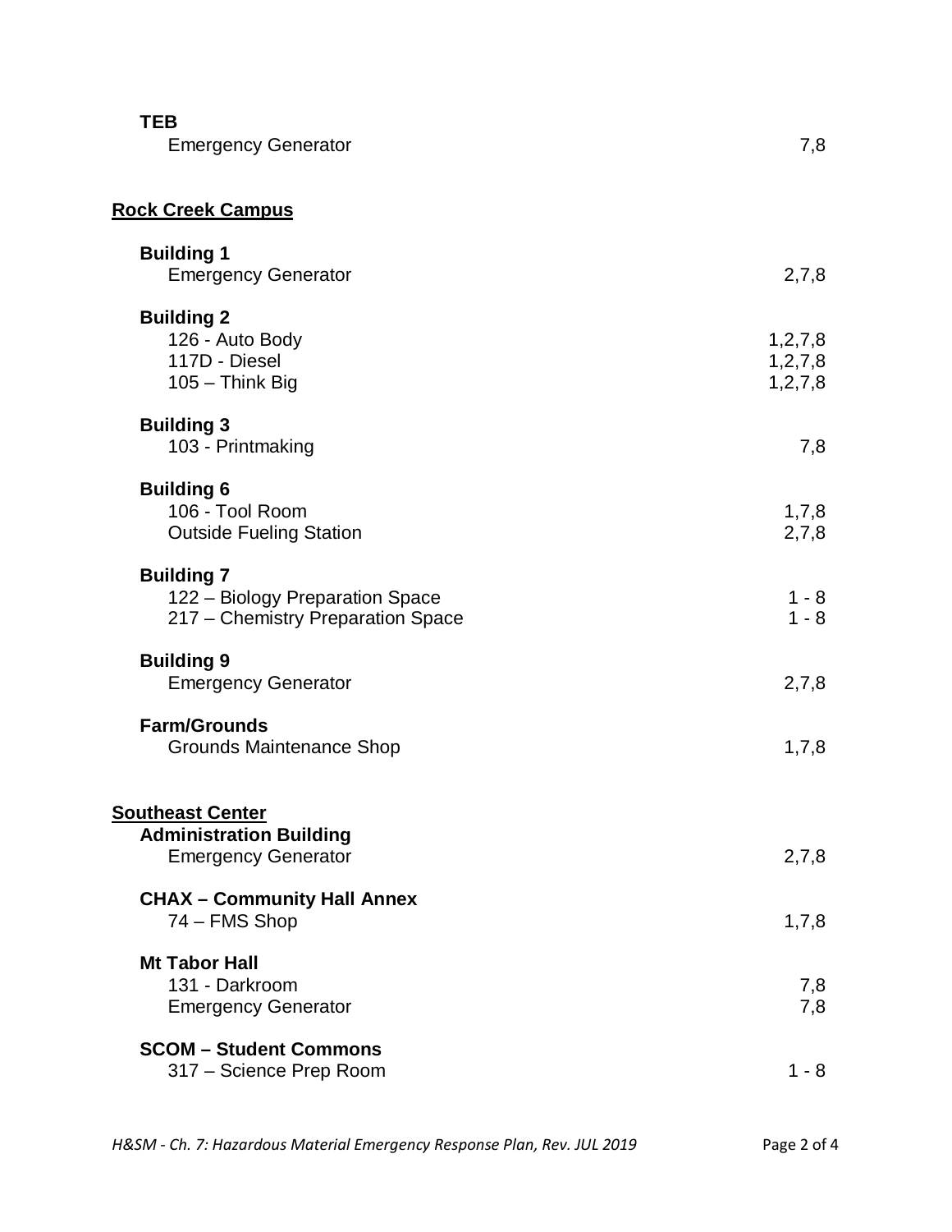**TEB**

| | |
|---|---|
| Emergency Generator | 7,8 |

## Rock Creek Campus

**Building 1**

| | |
|---|---|
| Emergency Generator | 2,7,8 |

**Building 2**

| | |
|---|---|
| 126 - Auto Body | 1,2,7,8 |
| 117D - Diesel | 1,2,7,8 |
| 105 – Think Big | 1,2,7,8 |

**Building 3**

| | |
|---|---|
| 103 - Printmaking | 7,8 |

**Building 6**

| | |
|---|---|
| 106 - Tool Room | 1,7,8 |
| Outside Fueling Station | 2,7,8 |

**Building 7**

| | |
|---|---|
| 122 – Biology Preparation Space | 1 - 8 |
| 217 – Chemistry Preparation Space | 1 - 8 |

**Building 9**

| | |
|---|---|
| Emergency Generator | 2,7,8 |

**Farm/Grounds**

| | |
|---|---|
| Grounds Maintenance Shop | 1,7,8 |

## Southeast Center

**Administration Building**

| | |
|---|---|
| Emergency Generator | 2,7,8 |

**CHAX – Community Hall Annex**

| | |
|---|---|
| 74 – FMS Shop | 1,7,8 |

**Mt Tabor Hall**

| | |
|---|---|
| 131 - Darkroom | 7,8 |
| Emergency Generator | 7,8 |

**SCOM – Student Commons**

| | |
|---|---|
| 317 – Science Prep Room | 1 - 8 |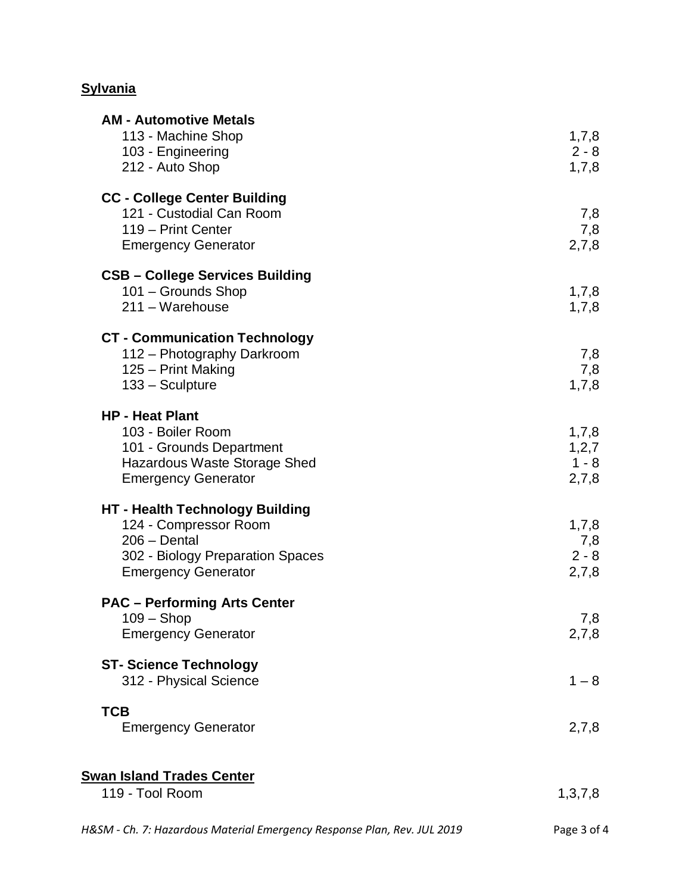**Sylvania**

| | |
|---|---|
| **AM - Automotive Metals** | |
| 113 - Machine Shop | 1,7,8 |
| 103 - Engineering | 2 - 8 |
| 212 - Auto Shop | 1,7,8 |
| **CC - College Center Building** | |
| 121 - Custodial Can Room | 7,8 |
| 119 – Print Center | 7,8 |
| Emergency Generator | 2,7,8 |
| **CSB – College Services Building** | |
| 101 – Grounds Shop | 1,7,8 |
| 211 – Warehouse | 1,7,8 |
| **CT - Communication Technology** | |
| 112 – Photography Darkroom | 7,8 |
| 125 – Print Making | 7,8 |
| 133 – Sculpture | 1,7,8 |
| **HP - Heat Plant** | |
| 103 - Boiler Room | 1,7,8 |
| 101 - Grounds Department | 1,2,7 |
| Hazardous Waste Storage Shed | 1 - 8 |
| Emergency Generator | 2,7,8 |
| **HT - Health Technology Building** | |
| 124 - Compressor Room | 1,7,8 |
| 206 – Dental | 7,8 |
| 302 - Biology Preparation Spaces | 2 - 8 |
| Emergency Generator | 2,7,8 |
| **PAC – Performing Arts Center** | |
| 109 – Shop | 7,8 |
| Emergency Generator | 2,7,8 |
| **ST- Science Technology** | |
| 312 - Physical Science | 1 – 8 |
| **TCB** | |
| Emergency Generator | 2,7,8 |

**Swan Island Trades Center**

| | |
|---|---|
| 119 - Tool Room | 1,3,7,8 |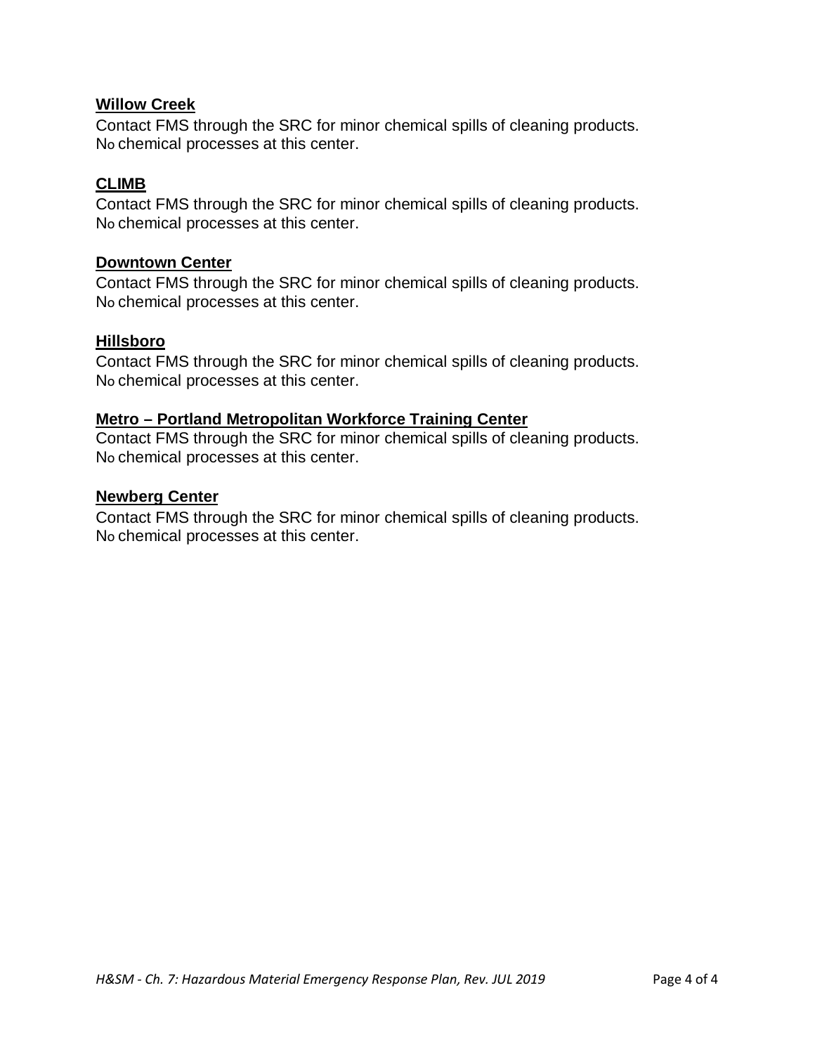**Willow Creek**

Contact FMS through the SRC for minor chemical spills of cleaning products. No chemical processes at this center.

**CLIMB**

Contact FMS through the SRC for minor chemical spills of cleaning products. No chemical processes at this center.

**Downtown Center**

Contact FMS through the SRC for minor chemical spills of cleaning products. No chemical processes at this center.

**Hillsboro**

Contact FMS through the SRC for minor chemical spills of cleaning products. No chemical processes at this center.

**Metro – Portland Metropolitan Workforce Training Center**

Contact FMS through the SRC for minor chemical spills of cleaning products. No chemical processes at this center.

**Newberg Center**

Contact FMS through the SRC for minor chemical spills of cleaning products. No chemical processes at this center.